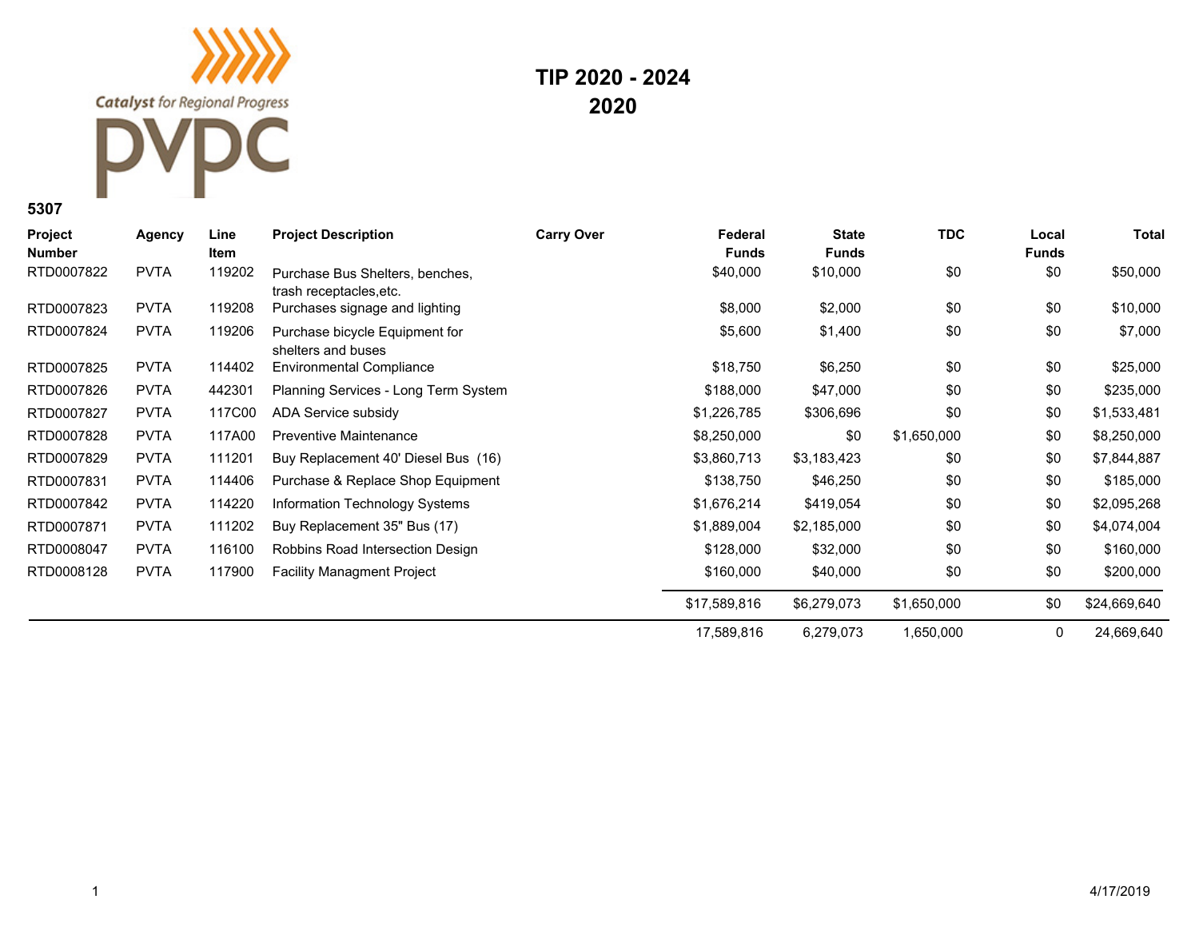Catalyst for Regional Progress

PVPC

# TIP 2020 - 2024
## 2020

**5307**

| Project Number | Agency | Line Item | Project Description | Carry Over | Federal Funds | State Funds | TDC | Local Funds | Total |
|---|---|---|---|---|---|---|---|---|---|
| RTD0007822 | PVTA | 119202 | Purchase Bus Shelters, benches, trash receptacles,etc. | | $40,000 | $10,000 | $0 | $0 | $50,000 |
| RTD0007823 | PVTA | 119208 | Purchases signage and lighting | | $8,000 | $2,000 | $0 | $0 | $10,000 |
| RTD0007824 | PVTA | 119206 | Purchase bicycle Equipment for shelters and buses | | $5,600 | $1,400 | $0 | $0 | $7,000 |
| RTD0007825 | PVTA | 114402 | Environmental Compliance | | $18,750 | $6,250 | $0 | $0 | $25,000 |
| RTD0007826 | PVTA | 442301 | Planning Services - Long Term System | | $188,000 | $47,000 | $0 | $0 | $235,000 |
| RTD0007827 | PVTA | 117C00 | ADA Service subsidy | | $1,226,785 | $306,696 | $0 | $0 | $1,533,481 |
| RTD0007828 | PVTA | 117A00 | Preventive Maintenance | | $8,250,000 | $0 | $1,650,000 | $0 | $8,250,000 |
| RTD0007829 | PVTA | 111201 | Buy Replacement 40' Diesel Bus (16) | | $3,860,713 | $3,183,423 | $0 | $0 | $7,844,887 |
| RTD0007831 | PVTA | 114406 | Purchase & Replace Shop Equipment | | $138,750 | $46,250 | $0 | $0 | $185,000 |
| RTD0007842 | PVTA | 114220 | Information Technology Systems | | $1,676,214 | $419,054 | $0 | $0 | $2,095,268 |
| RTD0007871 | PVTA | 111202 | Buy Replacement 35" Bus (17) | | $1,889,004 | $2,185,000 | $0 | $0 | $4,074,004 |
| RTD0008047 | PVTA | 116100 | Robbins Road Intersection Design | | $128,000 | $32,000 | $0 | $0 | $160,000 |
| RTD0008128 | PVTA | 117900 | Facility Managment Project | | $160,000 | $40,000 | $0 | $0 | $200,000 |
| | | | | | $17,589,816 | $6,279,073 | $1,650,000 | $0 | $24,669,640 |
| | | | | | 17,589,816 | 6,279,073 | 1,650,000 | 0 | 24,669,640 |

4/17/2019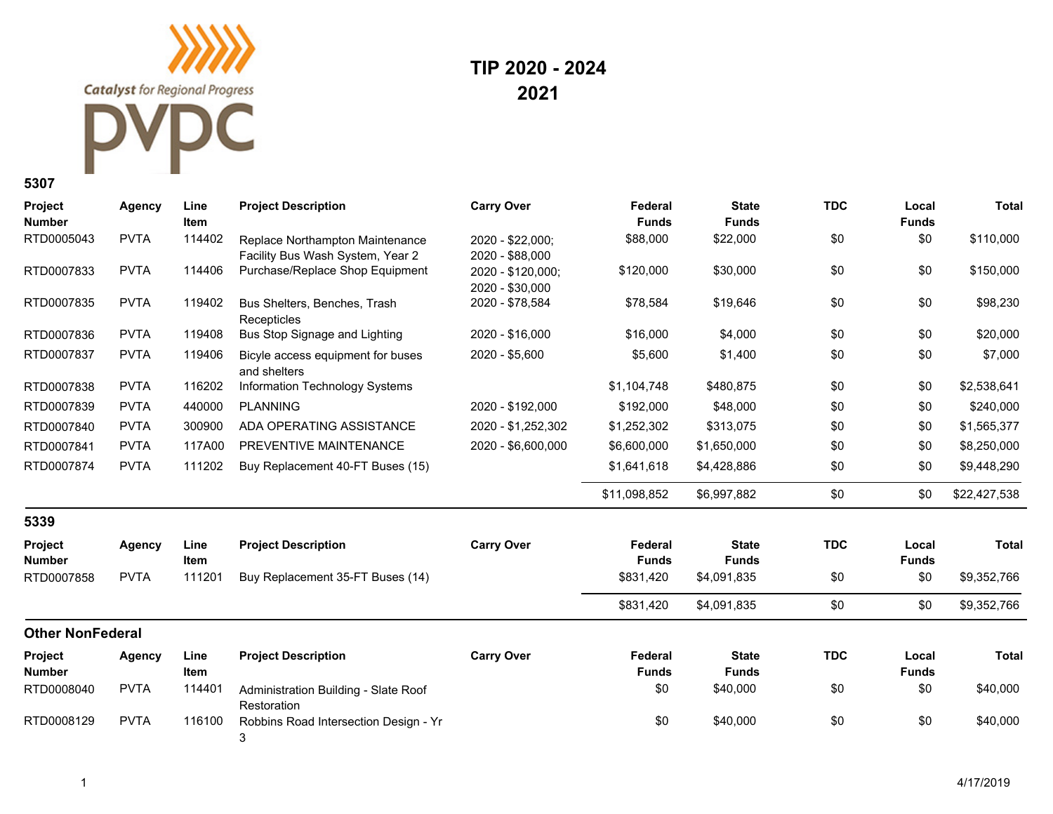Catalyst for Regional Progress

PVPC

# TIP 2020 - 2024
## 2021

### 5307

| Project Number | Agency | Line Item | Project Description | Carry Over | Federal Funds | State Funds | TDC | Local Funds | Total |
|---|---|---|---|---|---|---|---|---|---|
| RTD0005043 | PVTA | 114402 | Replace Northampton Maintenance Facility Bus Wash System, Year 2 | 2020 - $22,000; 2020 - $88,000 | $88,000 | $22,000 | $0 | $0 | $110,000 |
| RTD0007833 | PVTA | 114406 | Purchase/Replace Shop Equipment | 2020 - $120,000; 2020 - $30,000 | $120,000 | $30,000 | $0 | $0 | $150,000 |
| RTD0007835 | PVTA | 119402 | Bus Shelters, Benches, Trash Recepticles | 2020 - $78,584 | $78,584 | $19,646 | $0 | $0 | $98,230 |
| RTD0007836 | PVTA | 119408 | Bus Stop Signage and Lighting | 2020 - $16,000 | $16,000 | $4,000 | $0 | $0 | $20,000 |
| RTD0007837 | PVTA | 119406 | Bicyle access equipment for buses and shelters | 2020 - $5,600 | $5,600 | $1,400 | $0 | $0 | $7,000 |
| RTD0007838 | PVTA | 116202 | Information Technology Systems | | $1,104,748 | $480,875 | $0 | $0 | $2,538,641 |
| RTD0007839 | PVTA | 440000 | PLANNING | 2020 - $192,000 | $192,000 | $48,000 | $0 | $0 | $240,000 |
| RTD0007840 | PVTA | 300900 | ADA OPERATING ASSISTANCE | 2020 - $1,252,302 | $1,252,302 | $313,075 | $0 | $0 | $1,565,377 |
| RTD0007841 | PVTA | 117A00 | PREVENTIVE MAINTENANCE | 2020 - $6,600,000 | $6,600,000 | $1,650,000 | $0 | $0 | $8,250,000 |
| RTD0007874 | PVTA | 111202 | Buy Replacement 40-FT Buses (15) | | $1,641,618 | $4,428,886 | $0 | $0 | $9,448,290 |
| | | | | | $11,098,852 | $6,997,882 | $0 | $0 | $22,427,538 |

### 5339

| Project Number | Agency | Line Item | Project Description | Carry Over | Federal Funds | State Funds | TDC | Local Funds | Total |
|---|---|---|---|---|---|---|---|---|---|
| RTD0007858 | PVTA | 111201 | Buy Replacement 35-FT Buses (14) | | $831,420 | $4,091,835 | $0 | $0 | $9,352,766 |
| | | | | | $831,420 | $4,091,835 | $0 | $0 | $9,352,766 |

### Other NonFederal

| Project Number | Agency | Line Item | Project Description | Carry Over | Federal Funds | State Funds | TDC | Local Funds | Total |
|---|---|---|---|---|---|---|---|---|---|
| RTD0008040 | PVTA | 114401 | Administration Building - Slate Roof Restoration | | $0 | $40,000 | $0 | $0 | $40,000 |
| RTD0008129 | PVTA | 116100 | Robbins Road Intersection Design - Yr 3 | | $0 | $40,000 | $0 | $0 | $40,000 |

4/17/2019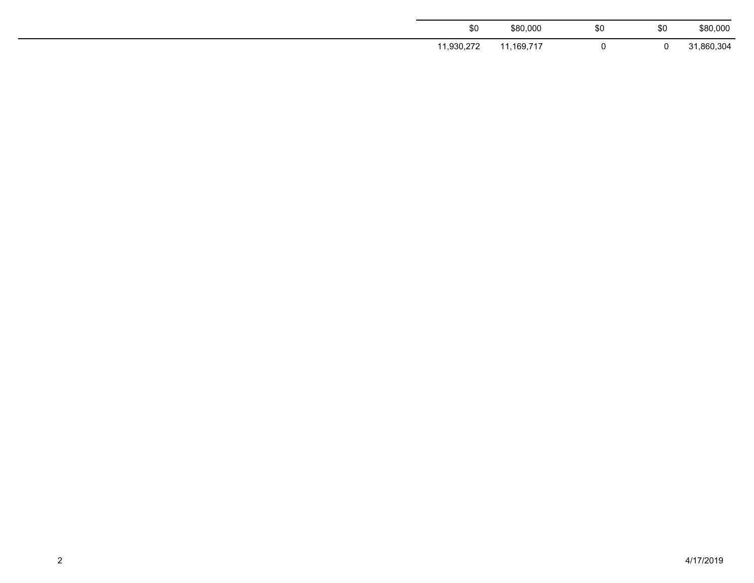| | | | | | |
|---|---|---|---|---|---|
| | $0 | $80,000 | $0 | $0 | $80,000 |
| | 11,930,272 | 11,169,717 | 0 | 0 | 31,860,304 |

4/17/2019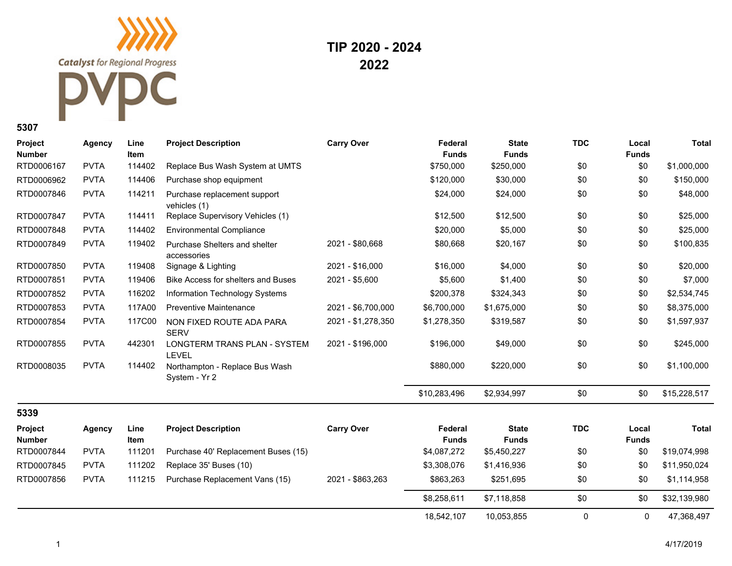# TIP 2020 - 2024
## 2022

### 5307

| Project Number | Agency | Line Item | Project Description | Carry Over | Federal Funds | State Funds | TDC | Local Funds | Total |
|---|---|---|---|---|---|---|---|---|---|
| RTD0006167 | PVTA | 114402 | Replace Bus Wash System at UMTS | | $750,000 | $250,000 | $0 | $0 | $1,000,000 |
| RTD0006962 | PVTA | 114406 | Purchase shop equipment | | $120,000 | $30,000 | $0 | $0 | $150,000 |
| RTD0007846 | PVTA | 114211 | Purchase replacement support vehicles (1) | | $24,000 | $24,000 | $0 | $0 | $48,000 |
| RTD0007847 | PVTA | 114411 | Replace Supervisory Vehicles (1) | | $12,500 | $12,500 | $0 | $0 | $25,000 |
| RTD0007848 | PVTA | 114402 | Environmental Compliance | | $20,000 | $5,000 | $0 | $0 | $25,000 |
| RTD0007849 | PVTA | 119402 | Purchase Shelters and shelter accessories | 2021 - $80,668 | $80,668 | $20,167 | $0 | $0 | $100,835 |
| RTD0007850 | PVTA | 119408 | Signage & Lighting | 2021 - $16,000 | $16,000 | $4,000 | $0 | $0 | $20,000 |
| RTD0007851 | PVTA | 119406 | Bike Access for shelters and Buses | 2021 - $5,600 | $5,600 | $1,400 | $0 | $0 | $7,000 |
| RTD0007852 | PVTA | 116202 | Information Technology Systems | | $200,378 | $324,343 | $0 | $0 | $2,534,745 |
| RTD0007853 | PVTA | 117A00 | Preventive Maintenance | 2021 - $6,700,000 | $6,700,000 | $1,675,000 | $0 | $0 | $8,375,000 |
| RTD0007854 | PVTA | 117C00 | NON FIXED ROUTE ADA PARA SERV | 2021 - $1,278,350 | $1,278,350 | $319,587 | $0 | $0 | $1,597,937 |
| RTD0007855 | PVTA | 442301 | LONGTERM TRANS PLAN - SYSTEM LEVEL | 2021 - $196,000 | $196,000 | $49,000 | $0 | $0 | $245,000 |
| RTD0008035 | PVTA | 114402 | Northampton - Replace Bus Wash System - Yr 2 | | $880,000 | $220,000 | $0 | $0 | $1,100,000 |
| | | | | | $10,283,496 | $2,934,997 | $0 | $0 | $15,228,517 |

### 5339

| Project Number | Agency | Line Item | Project Description | Carry Over | Federal Funds | State Funds | TDC | Local Funds | Total |
|---|---|---|---|---|---|---|---|---|---|
| RTD0007844 | PVTA | 111201 | Purchase 40' Replacement Buses (15) | | $4,087,272 | $5,450,227 | $0 | $0 | $19,074,998 |
| RTD0007845 | PVTA | 111202 | Replace 35' Buses (10) | | $3,308,076 | $1,416,936 | $0 | $0 | $11,950,024 |
| RTD0007856 | PVTA | 111215 | Purchase Replacement Vans (15) | 2021 - $863,263 | $863,263 | $251,695 | $0 | $0 | $1,114,958 |
| | | | | | $8,258,611 | $7,118,858 | $0 | $0 | $32,139,980 |
| | | | | | 18,542,107 | 10,053,855 | 0 | 0 | 47,368,497 |

4/17/2019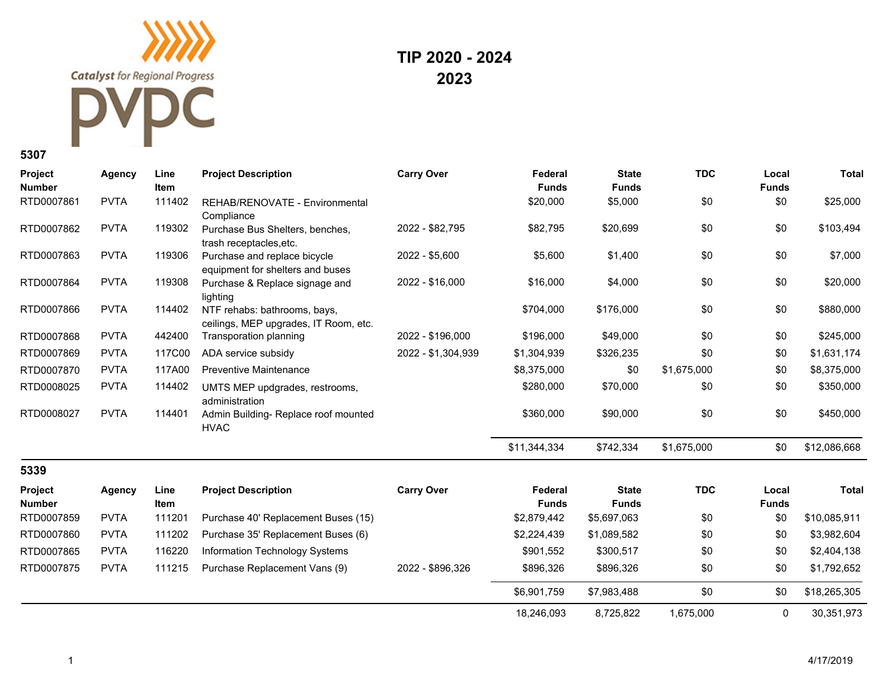Catalyst for Regional Progress

PVPC

# TIP 2020 - 2024
## 2023

### 5307

| Project Number | Agency | Line Item | Project Description | Carry Over | Federal Funds | State Funds | TDC | Local Funds | Total |
|---|---|---|---|---|---|---|---|---|---|
| RTD0007861 | PVTA | 111402 | REHAB/RENOVATE - Environmental Compliance | | $20,000 | $5,000 | $0 | $0 | $25,000 |
| RTD0007862 | PVTA | 119302 | Purchase Bus Shelters, benches, trash receptacles,etc. | 2022 - $82,795 | $82,795 | $20,699 | $0 | $0 | $103,494 |
| RTD0007863 | PVTA | 119306 | Purchase and replace bicycle equipment for shelters and buses | 2022 - $5,600 | $5,600 | $1,400 | $0 | $0 | $7,000 |
| RTD0007864 | PVTA | 119308 | Purchase & Replace signage and lighting | 2022 - $16,000 | $16,000 | $4,000 | $0 | $0 | $20,000 |
| RTD0007866 | PVTA | 114402 | NTF rehabs: bathrooms, bays, ceilings, MEP upgrades, IT Room, etc. | | $704,000 | $176,000 | $0 | $0 | $880,000 |
| RTD0007868 | PVTA | 442400 | Transporation planning | 2022 - $196,000 | $196,000 | $49,000 | $0 | $0 | $245,000 |
| RTD0007869 | PVTA | 117C00 | ADA service subsidy | 2022 - $1,304,939 | $1,304,939 | $326,235 | $0 | $0 | $1,631,174 |
| RTD0007870 | PVTA | 117A00 | Preventive Maintenance | | $8,375,000 | $0 | $1,675,000 | $0 | $8,375,000 |
| RTD0008025 | PVTA | 114402 | UMTS MEP updgrades, restrooms, administration | | $280,000 | $70,000 | $0 | $0 | $350,000 |
| RTD0008027 | PVTA | 114401 | Admin Building- Replace roof mounted HVAC | | $360,000 | $90,000 | $0 | $0 | $450,000 |
| | | | | | $11,344,334 | $742,334 | $1,675,000 | $0 | $12,086,668 |

### 5339

| Project Number | Agency | Line Item | Project Description | Carry Over | Federal Funds | State Funds | TDC | Local Funds | Total |
|---|---|---|---|---|---|---|---|---|---|
| RTD0007859 | PVTA | 111201 | Purchase 40' Replacement Buses (15) | | $2,879,442 | $5,697,063 | $0 | $0 | $10,085,911 |
| RTD0007860 | PVTA | 111202 | Purchase 35' Replacement Buses (6) | | $2,224,439 | $1,089,582 | $0 | $0 | $3,982,604 |
| RTD0007865 | PVTA | 116220 | Information Technology Systems | | $901,552 | $300,517 | $0 | $0 | $2,404,138 |
| RTD0007875 | PVTA | 111215 | Purchase Replacement Vans (9) | 2022 - $896,326 | $896,326 | $896,326 | $0 | $0 | $1,792,652 |
| | | | | | $6,901,759 | $7,983,488 | $0 | $0 | $18,265,305 |
| | | | | | 18,246,093 | 8,725,822 | 1,675,000 | 0 | 30,351,973 |

4/17/2019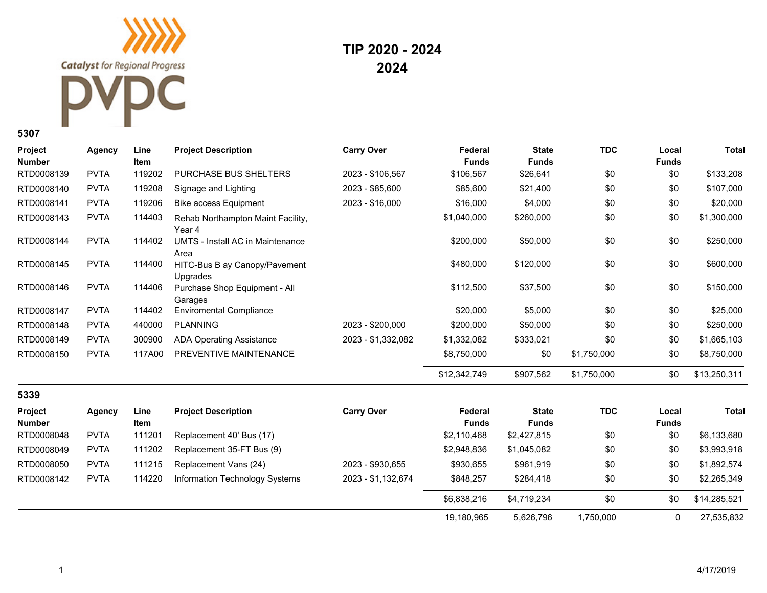# TIP 2020 - 2024
# 2024

Catalyst for Regional Progress

PVPC

## 5307

| Project Number | Agency | Line Item | Project Description | Carry Over | Federal Funds | State Funds | TDC | Local Funds | Total |
|---|---|---|---|---|---|---|---|---|---|
| RTD0008139 | PVTA | 119202 | PURCHASE BUS SHELTERS | 2023 - $106,567 | $106,567 | $26,641 | $0 | $0 | $133,208 |
| RTD0008140 | PVTA | 119208 | Signage and Lighting | 2023 - $85,600 | $85,600 | $21,400 | $0 | $0 | $107,000 |
| RTD0008141 | PVTA | 119206 | Bike access Equipment | 2023 - $16,000 | $16,000 | $4,000 | $0 | $0 | $20,000 |
| RTD0008143 | PVTA | 114403 | Rehab Northampton Maint Facility, Year 4 | | $1,040,000 | $260,000 | $0 | $0 | $1,300,000 |
| RTD0008144 | PVTA | 114402 | UMTS - Install AC in Maintenance Area | | $200,000 | $50,000 | $0 | $0 | $250,000 |
| RTD0008145 | PVTA | 114400 | HITC-Bus B ay Canopy/Pavement Upgrades | | $480,000 | $120,000 | $0 | $0 | $600,000 |
| RTD0008146 | PVTA | 114406 | Purchase Shop Equipment - All Garages | | $112,500 | $37,500 | $0 | $0 | $150,000 |
| RTD0008147 | PVTA | 114402 | Enviromental Compliance | | $20,000 | $5,000 | $0 | $0 | $25,000 |
| RTD0008148 | PVTA | 440000 | PLANNING | 2023 - $200,000 | $200,000 | $50,000 | $0 | $0 | $250,000 |
| RTD0008149 | PVTA | 300900 | ADA Operating Assistance | 2023 - $1,332,082 | $1,332,082 | $333,021 | $0 | $0 | $1,665,103 |
| RTD0008150 | PVTA | 117A00 | PREVENTIVE MAINTENANCE | | $8,750,000 | $0 | $1,750,000 | $0 | $8,750,000 |
| | | | | | $12,342,749 | $907,562 | $1,750,000 | $0 | $13,250,311 |

## 5339

| Project Number | Agency | Line Item | Project Description | Carry Over | Federal Funds | State Funds | TDC | Local Funds | Total |
|---|---|---|---|---|---|---|---|---|---|
| RTD0008048 | PVTA | 111201 | Replacement 40' Bus (17) | | $2,110,468 | $2,427,815 | $0 | $0 | $6,133,680 |
| RTD0008049 | PVTA | 111202 | Replacement 35-FT Bus (9) | | $2,948,836 | $1,045,082 | $0 | $0 | $3,993,918 |
| RTD0008050 | PVTA | 111215 | Replacement Vans (24) | 2023 - $930,655 | $930,655 | $961,919 | $0 | $0 | $1,892,574 |
| RTD0008142 | PVTA | 114220 | Information Technology Systems | 2023 - $1,132,674 | $848,257 | $284,418 | $0 | $0 | $2,265,349 |
| | | | | | $6,838,216 | $4,719,234 | $0 | $0 | $14,285,521 |
| | | | | | 19,180,965 | 5,626,796 | 1,750,000 | 0 | 27,535,832 |

4/17/2019